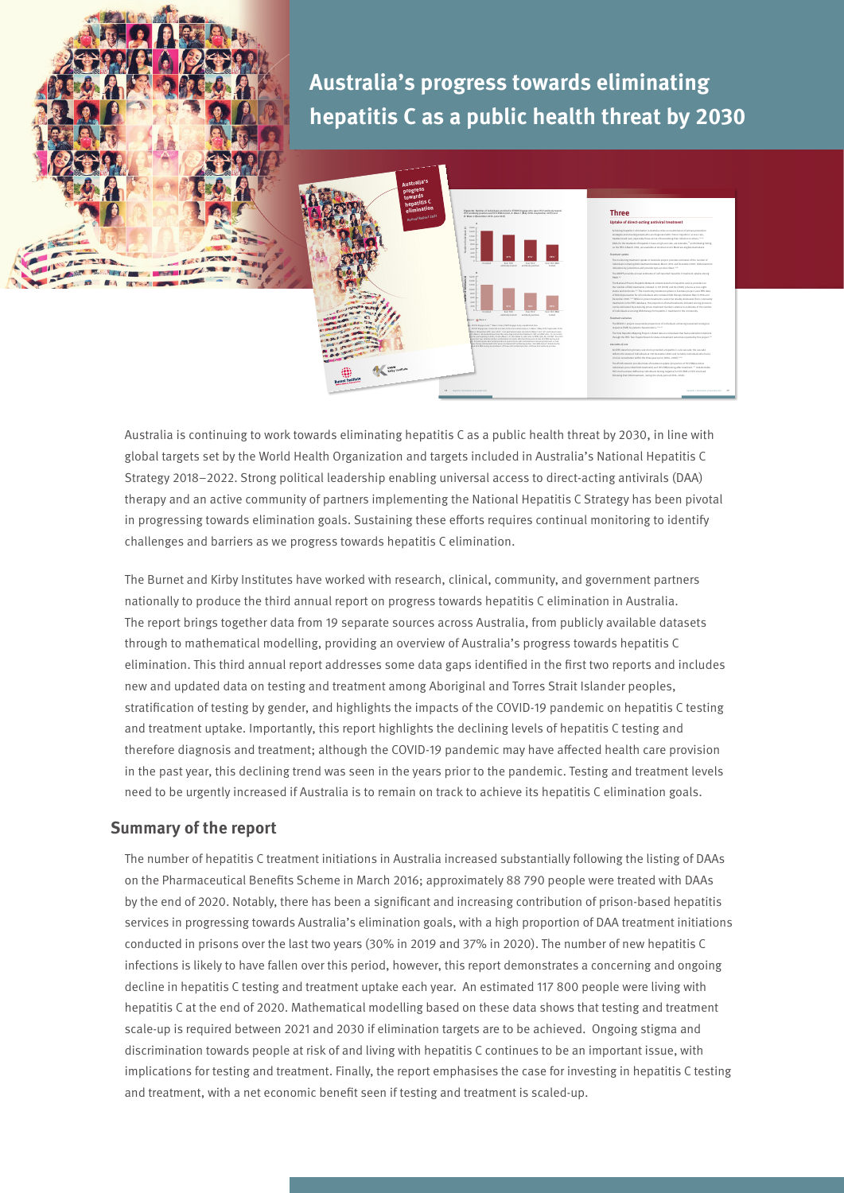# Australia's progress towards eliminating hepatitis C as a public health threat by 2030

Australia is continuing to work towards eliminating hepatitis C as a public health threat by 2030, in line with global targets set by the World Health Organization and targets included in Australia's National Hepatitis C Strategy 2018–2022. Strong political leadership enabling universal access to direct-acting antivirals (DAA) therapy and an active community of partners implementing the National Hepatitis C Strategy has been pivotal in progressing towards elimination goals. Sustaining these efforts requires continual monitoring to identify challenges and barriers as we progress towards hepatitis C elimination.

The Burnet and Kirby Institutes have worked with research, clinical, community, and government partners nationally to produce the third annual report on progress towards hepatitis C elimination in Australia. The report brings together data from 19 separate sources across Australia, from publicly available datasets through to mathematical modelling, providing an overview of Australia's progress towards hepatitis C elimination. This third annual report addresses some data gaps identified in the first two reports and includes new and updated data on testing and treatment among Aboriginal and Torres Strait Islander peoples, stratification of testing by gender, and highlights the impacts of the COVID-19 pandemic on hepatitis C testing and treatment uptake. Importantly, this report highlights the declining levels of hepatitis C testing and therefore diagnosis and treatment; although the COVID-19 pandemic may have affected health care provision in the past year, this declining trend was seen in the years prior to the pandemic. Testing and treatment levels need to be urgently increased if Australia is to remain on track to achieve its hepatitis C elimination goals.

## Summary of the report

The number of hepatitis C treatment initiations in Australia increased substantially following the listing of DAAs on the Pharmaceutical Benefits Scheme in March 2016; approximately 88 790 people were treated with DAAs by the end of 2020. Notably, there has been a significant and increasing contribution of prison-based hepatitis services in progressing towards Australia's elimination goals, with a high proportion of DAA treatment initiations conducted in prisons over the last two years (30% in 2019 and 37% in 2020). The number of new hepatitis C infections is likely to have fallen over this period, however, this report demonstrates a concerning and ongoing decline in hepatitis C testing and treatment uptake each year. An estimated 117 800 people were living with hepatitis C at the end of 2020. Mathematical modelling based on these data shows that testing and treatment scale-up is required between 2021 and 2030 if elimination targets are to be achieved. Ongoing stigma and discrimination towards people at risk of and living with hepatitis C continues to be an important issue, with implications for testing and treatment. Finally, the report emphasises the case for investing in hepatitis C testing and treatment, with a net economic benefit seen if testing and treatment is scaled-up.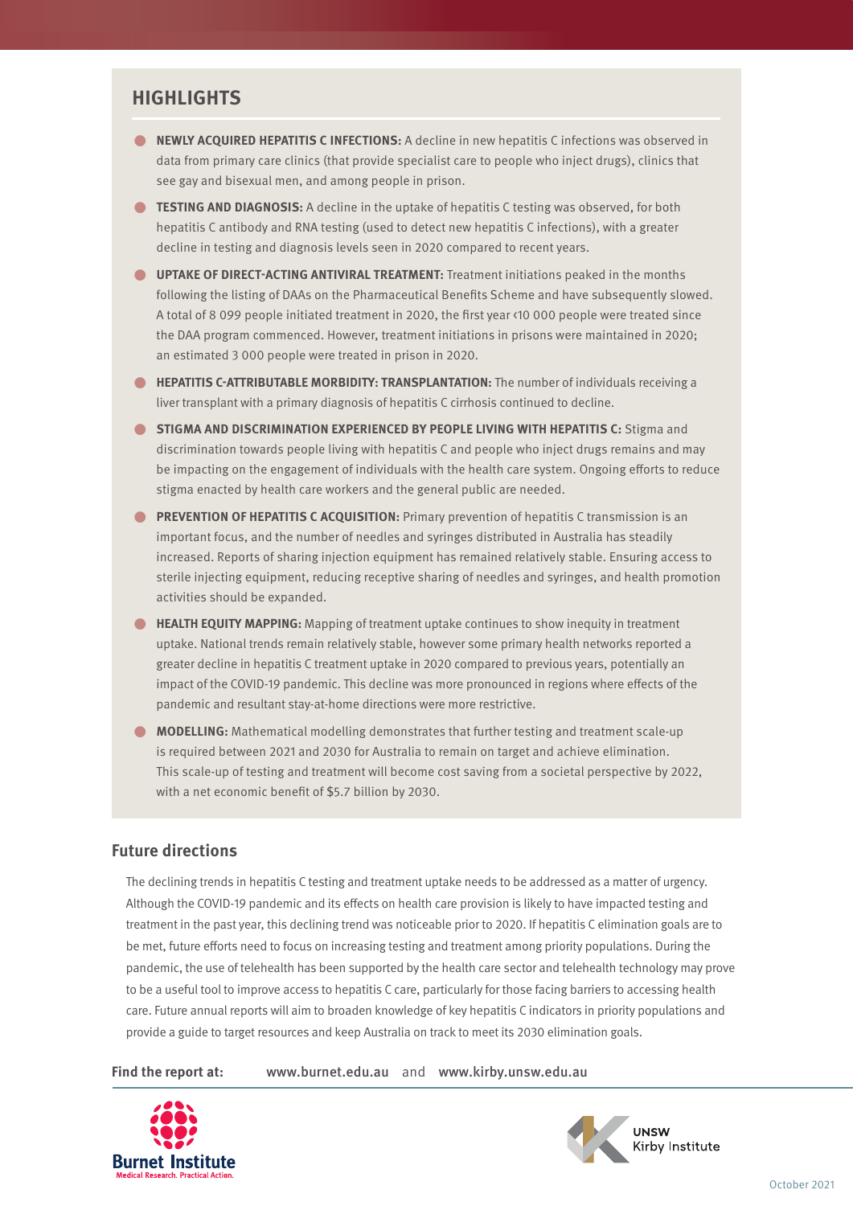## HIGHLIGHTS

- **NEWLY ACQUIRED HEPATITIS C INFECTIONS:** A decline in new hepatitis C infections was observed in data from primary care clinics (that provide specialist care to people who inject drugs), clinics that see gay and bisexual men, and among people in prison.
- **TESTING AND DIAGNOSIS:** A decline in the uptake of hepatitis C testing was observed, for both hepatitis C antibody and RNA testing (used to detect new hepatitis C infections), with a greater decline in testing and diagnosis levels seen in 2020 compared to recent years.
- **UPTAKE OF DIRECT-ACTING ANTIVIRAL TREATMENT:** Treatment initiations peaked in the months following the listing of DAAs on the Pharmaceutical Benefits Scheme and have subsequently slowed. A total of 8 099 people initiated treatment in 2020, the first year <10 000 people were treated since the DAA program commenced. However, treatment initiations in prisons were maintained in 2020; an estimated 3 000 people were treated in prison in 2020.
- **HEPATITIS C-ATTRIBUTABLE MORBIDITY: TRANSPLANTATION:** The number of individuals receiving a liver transplant with a primary diagnosis of hepatitis C cirrhosis continued to decline.
- **STIGMA AND DISCRIMINATION EXPERIENCED BY PEOPLE LIVING WITH HEPATITIS C:** Stigma and discrimination towards people living with hepatitis C and people who inject drugs remains and may be impacting on the engagement of individuals with the health care system. Ongoing efforts to reduce stigma enacted by health care workers and the general public are needed.
- **PREVENTION OF HEPATITIS C ACQUISITION:** Primary prevention of hepatitis C transmission is an important focus, and the number of needles and syringes distributed in Australia has steadily increased. Reports of sharing injection equipment has remained relatively stable. Ensuring access to sterile injecting equipment, reducing receptive sharing of needles and syringes, and health promotion activities should be expanded.
- **HEALTH EQUITY MAPPING:** Mapping of treatment uptake continues to show inequity in treatment uptake. National trends remain relatively stable, however some primary health networks reported a greater decline in hepatitis C treatment uptake in 2020 compared to previous years, potentially an impact of the COVID-19 pandemic. This decline was more pronounced in regions where effects of the pandemic and resultant stay-at-home directions were more restrictive.
- **MODELLING:** Mathematical modelling demonstrates that further testing and treatment scale-up is required between 2021 and 2030 for Australia to remain on target and achieve elimination. This scale-up of testing and treatment will become cost saving from a societal perspective by 2022, with a net economic benefit of $5.7 billion by 2030.

## Future directions

The declining trends in hepatitis C testing and treatment uptake needs to be addressed as a matter of urgency. Although the COVID-19 pandemic and its effects on health care provision is likely to have impacted testing and treatment in the past year, this declining trend was noticeable prior to 2020. If hepatitis C elimination goals are to be met, future efforts need to focus on increasing testing and treatment among priority populations. During the pandemic, the use of telehealth has been supported by the health care sector and telehealth technology may prove to be a useful tool to improve access to hepatitis C care, particularly for those facing barriers to accessing health care. Future annual reports will aim to broaden knowledge of key hepatitis C indicators in priority populations and provide a guide to target resources and keep Australia on track to meet its 2030 elimination goals.

**Find the report at:** www.burnet.edu.au and www.kirby.unsw.edu.au

Burnet Institute
Medical Research. Practical Action.

UNSW Kirby Institute

October 2021